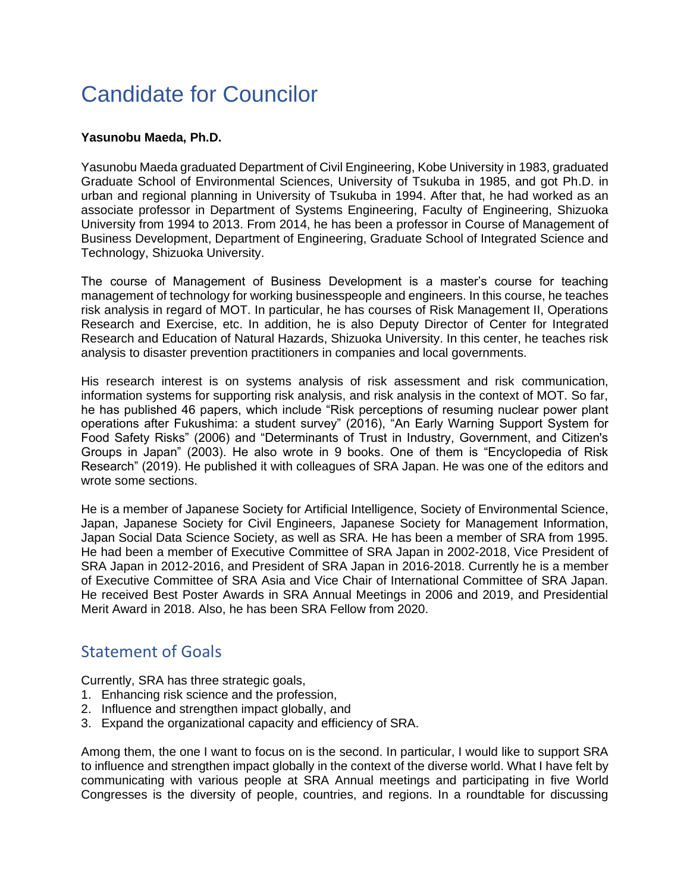# Candidate for Councilor

**Yasunobu Maeda, Ph.D.**

Yasunobu Maeda graduated Department of Civil Engineering, Kobe University in 1983, graduated Graduate School of Environmental Sciences, University of Tsukuba in 1985, and got Ph.D. in urban and regional planning in University of Tsukuba in 1994. After that, he had worked as an associate professor in Department of Systems Engineering, Faculty of Engineering, Shizuoka University from 1994 to 2013. From 2014, he has been a professor in Course of Management of Business Development, Department of Engineering, Graduate School of Integrated Science and Technology, Shizuoka University.

The course of Management of Business Development is a master's course for teaching management of technology for working businesspeople and engineers. In this course, he teaches risk analysis in regard of MOT. In particular, he has courses of Risk Management II, Operations Research and Exercise, etc. In addition, he is also Deputy Director of Center for Integrated Research and Education of Natural Hazards, Shizuoka University. In this center, he teaches risk analysis to disaster prevention practitioners in companies and local governments.

His research interest is on systems analysis of risk assessment and risk communication, information systems for supporting risk analysis, and risk analysis in the context of MOT. So far, he has published 46 papers, which include "Risk perceptions of resuming nuclear power plant operations after Fukushima: a student survey" (2016), "An Early Warning Support System for Food Safety Risks" (2006) and "Determinants of Trust in Industry, Government, and Citizen's Groups in Japan" (2003). He also wrote in 9 books. One of them is "Encyclopedia of Risk Research" (2019). He published it with colleagues of SRA Japan. He was one of the editors and wrote some sections.

He is a member of Japanese Society for Artificial Intelligence, Society of Environmental Science, Japan, Japanese Society for Civil Engineers, Japanese Society for Management Information, Japan Social Data Science Society, as well as SRA. He has been a member of SRA from 1995. He had been a member of Executive Committee of SRA Japan in 2002-2018, Vice President of SRA Japan in 2012-2016, and President of SRA Japan in 2016-2018. Currently he is a member of Executive Committee of SRA Asia and Vice Chair of International Committee of SRA Japan. He received Best Poster Awards in SRA Annual Meetings in 2006 and 2019, and Presidential Merit Award in 2018. Also, he has been SRA Fellow from 2020.

## Statement of Goals

Currently, SRA has three strategic goals,

1. Enhancing risk science and the profession,
2. Influence and strengthen impact globally, and
3. Expand the organizational capacity and efficiency of SRA.

Among them, the one I want to focus on is the second. In particular, I would like to support SRA to influence and strengthen impact globally in the context of the diverse world. What I have felt by communicating with various people at SRA Annual meetings and participating in five World Congresses is the diversity of people, countries, and regions. In a roundtable for discussing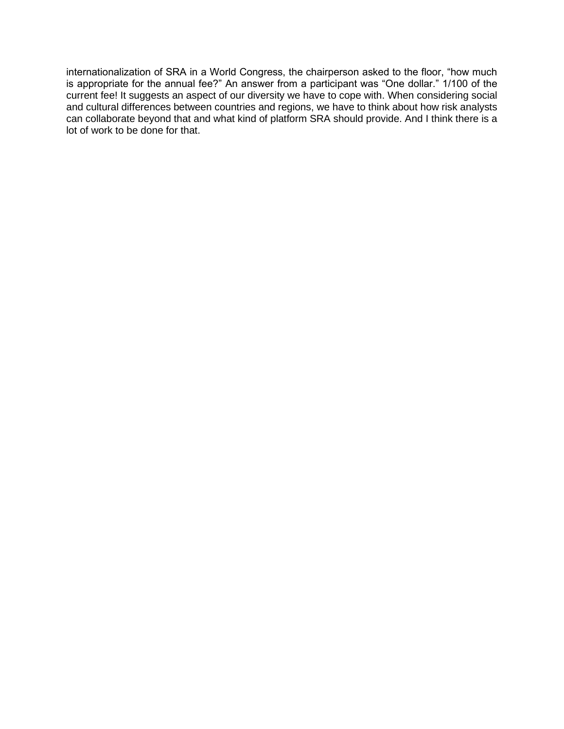internationalization of SRA in a World Congress, the chairperson asked to the floor, "how much is appropriate for the annual fee?" An answer from a participant was "One dollar." 1/100 of the current fee! It suggests an aspect of our diversity we have to cope with. When considering social and cultural differences between countries and regions, we have to think about how risk analysts can collaborate beyond that and what kind of platform SRA should provide. And I think there is a lot of work to be done for that.